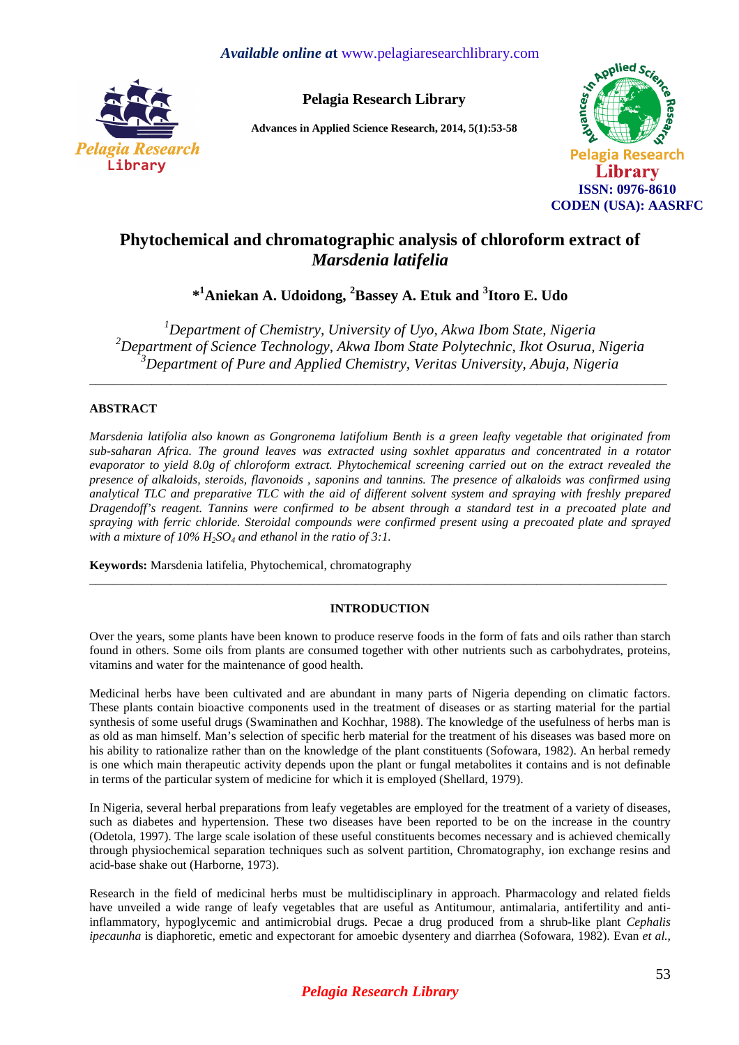# Phytochemical and chromatographic analysis of chloroform extract of *Marsdenia latifelia*

**\*[1]Aniekan A. Udoidong, [2]Bassey A. Etuk and [3]Itoro E. Udo**

*[1]Department of Chemistry, University of Uyo, Akwa Ibom State, Nigeria*
*[2]Department of Science Technology, Akwa Ibom State Polytechnic, Ikot Osurua, Nigeria*
*[3]Department of Pure and Applied Chemistry, Veritas University, Abuja, Nigeria*

---

## ABSTRACT

*Marsdenia latifolia also known as Gongronema latifolium Benth is a green leafty vegetable that originated from sub-saharan Africa. The ground leaves was extracted using soxhlet apparatus and concentrated in a rotator evaporator to yield 8.0g of chloroform extract. Phytochemical screening carried out on the extract revealed the presence of alkaloids, steroids, flavonoids , saponins and tannins. The presence of alkaloids was confirmed using analytical TLC and preparative TLC with the aid of different solvent system and spraying with freshly prepared Dragendoff's reagent. Tannins were confirmed to be absent through a standard test in a precoated plate and spraying with ferric chloride. Steroidal compounds were confirmed present using a precoated plate and sprayed with a mixture of 10% $H_2SO_4$ and ethanol in the ratio of 3:1.*

**Keywords:** Marsdenia latifelia, Phytochemical, chromatography

---

## INTRODUCTION

Over the years, some plants have been known to produce reserve foods in the form of fats and oils rather than starch found in others. Some oils from plants are consumed together with other nutrients such as carbohydrates, proteins, vitamins and water for the maintenance of good health.

Medicinal herbs have been cultivated and are abundant in many parts of Nigeria depending on climatic factors. These plants contain bioactive components used in the treatment of diseases or as starting material for the partial synthesis of some useful drugs (Swaminathen and Kochhar, 1988). The knowledge of the usefulness of herbs man is as old as man himself. Man's selection of specific herb material for the treatment of his diseases was based more on his ability to rationalize rather than on the knowledge of the plant constituents (Sofowara, 1982). An herbal remedy is one which main therapeutic activity depends upon the plant or fungal metabolites it contains and is not definable in terms of the particular system of medicine for which it is employed (Shellard, 1979).

In Nigeria, several herbal preparations from leafy vegetables are employed for the treatment of a variety of diseases, such as diabetes and hypertension. These two diseases have been reported to be on the increase in the country (Odetola, 1997). The large scale isolation of these useful constituents becomes necessary and is achieved chemically through physiochemical separation techniques such as solvent partition, Chromatography, ion exchange resins and acid-base shake out (Harborne, 1973).

Research in the field of medicinal herbs must be multidisciplinary in approach. Pharmacology and related fields have unveiled a wide range of leafy vegetables that are useful as Antitumour, antimalaria, antifertility and anti-inflammatory, hypoglycemic and antimicrobial drugs. Pecae a drug produced from a shrub-like plant *Cephalis ipecaunha* is diaphoretic, emetic and expectorant for amoebic dysentery and diarrhea (Sofowara, 1982). Evan *et al.*,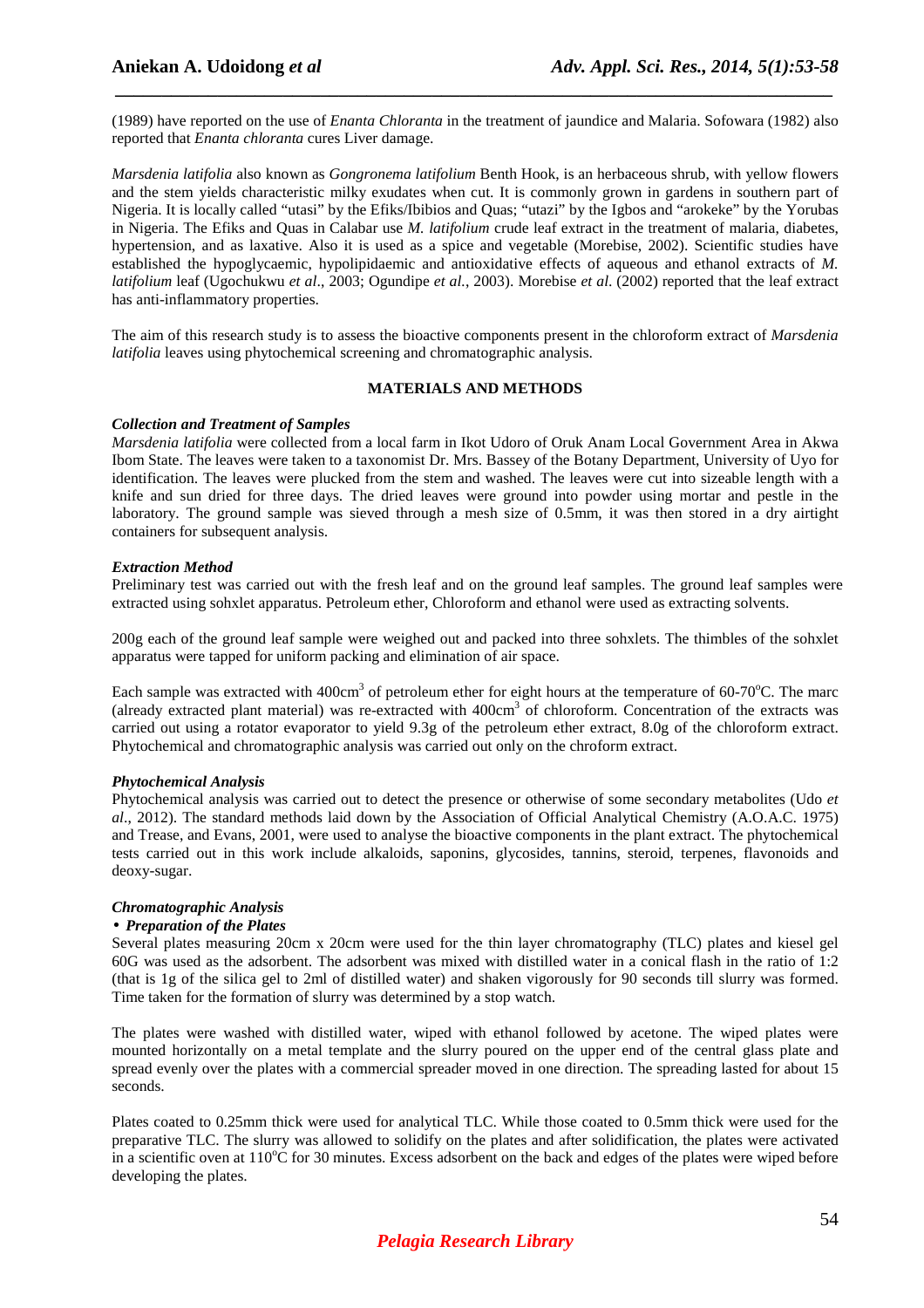(1989) have reported on the use of *Enanta Chloranta* in the treatment of jaundice and Malaria. Sofowara (1982) also reported that *Enanta chloranta* cures Liver damage.

*Marsdenia latifolia* also known as *Gongronema latifolium* Benth Hook, is an herbaceous shrub, with yellow flowers and the stem yields characteristic milky exudates when cut. It is commonly grown in gardens in southern part of Nigeria. It is locally called "utasi" by the Efiks/Ibibios and Quas; "utazi" by the Igbos and "arokeke" by the Yorubas in Nigeria. The Efiks and Quas in Calabar use *M. latifolium* crude leaf extract in the treatment of malaria, diabetes, hypertension, and as laxative. Also it is used as a spice and vegetable (Morebise, 2002). Scientific studies have established the hypoglycaemic, hypolipidaemic and antioxidative effects of aqueous and ethanol extracts of *M. latifolium* leaf (Ugochukwu *et al*., 2003; Ogundipe *et al.*, 2003). Morebise *et al.* (2002) reported that the leaf extract has anti-inflammatory properties.

The aim of this research study is to assess the bioactive components present in the chloroform extract of *Marsdenia latifolia* leaves using phytochemical screening and chromatographic analysis.

## MATERIALS AND METHODS

### *Collection and Treatment of Samples*

*Marsdenia latifolia* were collected from a local farm in Ikot Udoro of Oruk Anam Local Government Area in Akwa Ibom State. The leaves were taken to a taxonomist Dr. Mrs. Bassey of the Botany Department, University of Uyo for identification. The leaves were plucked from the stem and washed. The leaves were cut into sizeable length with a knife and sun dried for three days. The dried leaves were ground into powder using mortar and pestle in the laboratory. The ground sample was sieved through a mesh size of 0.5mm, it was then stored in a dry airtight containers for subsequent analysis.

### *Extraction Method*

Preliminary test was carried out with the fresh leaf and on the ground leaf samples. The ground leaf samples were extracted using sohxlet apparatus. Petroleum ether, Chloroform and ethanol were used as extracting solvents.

200g each of the ground leaf sample were weighed out and packed into three sohxlets. The thimbles of the sohxlet apparatus were tapped for uniform packing and elimination of air space.

Each sample was extracted with 400cm$^3$ of petroleum ether for eight hours at the temperature of 60-70$^o$C. The marc (already extracted plant material) was re-extracted with 400cm$^3$ of chloroform. Concentration of the extracts was carried out using a rotator evaporator to yield 9.3g of the petroleum ether extract, 8.0g of the chloroform extract. Phytochemical and chromatographic analysis was carried out only on the chroform extract.

### *Phytochemical Analysis*

Phytochemical analysis was carried out to detect the presence or otherwise of some secondary metabolites (Udo *et al*., 2012). The standard methods laid down by the Association of Official Analytical Chemistry (A.O.A.C. 1975) and Trease, and Evans, 2001, were used to analyse the bioactive components in the plant extract. The phytochemical tests carried out in this work include alkaloids, saponins, glycosides, tannins, steroid, terpenes, flavonoids and deoxy-sugar.

### *Chromatographic Analysis*

- ***Preparation of the Plates***

Several plates measuring 20cm x 20cm were used for the thin layer chromatography (TLC) plates and kiesel gel 60G was used as the adsorbent. The adsorbent was mixed with distilled water in a conical flask in the ratio of 1:2 (that is 1g of the silica gel to 2ml of distilled water) and shaken vigorously for 90 seconds till slurry was formed. Time taken for the formation of slurry was determined by a stop watch.

The plates were washed with distilled water, wiped with ethanol followed by acetone. The wiped plates were mounted horizontally on a metal template and the slurry poured on the upper end of the central glass plate and spread evenly over the plates with a commercial spreader moved in one direction. The spreading lasted for about 15 seconds.

Plates coated to 0.25mm thick were used for analytical TLC. While those coated to 0.5mm thick were used for the preparative TLC. The slurry was allowed to solidify on the plates and after solidification, the plates were activated in a scientific oven at 110$^o$C for 30 minutes. Excess adsorbent on the back and edges of the plates were wiped before developing the plates.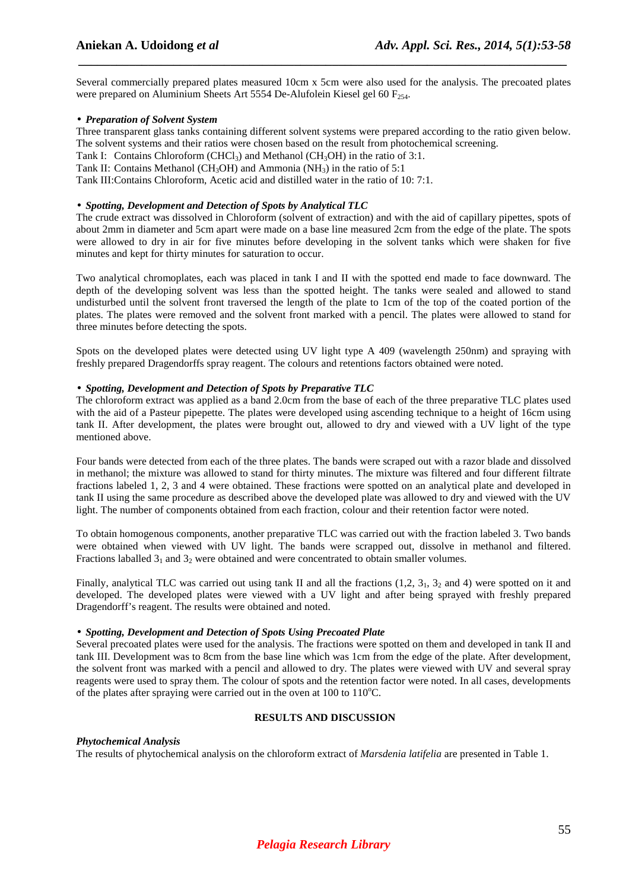Several commercially prepared plates measured 10cm x 5cm were also used for the analysis. The precoated plates were prepared on Aluminium Sheets Art 5554 De-Alufolein Kiesel gel 60 $F_{254}$.

- ***Preparation of Solvent System***

Three transparent glass tanks containing different solvent systems were prepared according to the ratio given below. The solvent systems and their ratios were chosen based on the result from photochemical screening.

Tank I: Contains Chloroform ($CHCl_3$) and Methanol ($CH_3OH$) in the ratio of 3:1.

Tank II: Contains Methanol ($CH_3OH$) and Ammonia ($NH_3$) in the ratio of 5:1

Tank III:Contains Chloroform, Acetic acid and distilled water in the ratio of 10: 7:1.

- ***Spotting, Development and Detection of Spots by Analytical TLC***

The crude extract was dissolved in Chloroform (solvent of extraction) and with the aid of capillary pipettes, spots of about 2mm in diameter and 5cm apart were made on a base line measured 2cm from the edge of the plate. The spots were allowed to dry in air for five minutes before developing in the solvent tanks which were shaken for five minutes and kept for thirty minutes for saturation to occur.

Two analytical chromoplates, each was placed in tank I and II with the spotted end made to face downward. The depth of the developing solvent was less than the spotted height. The tanks were sealed and allowed to stand undisturbed until the solvent front traversed the length of the plate to 1cm of the top of the coated portion of the plates. The plates were removed and the solvent front marked with a pencil. The plates were allowed to stand for three minutes before detecting the spots.

Spots on the developed plates were detected using UV light type A 409 (wavelength 250nm) and spraying with freshly prepared Dragendorffs spray reagent. The colours and retentions factors obtained were noted.

- ***Spotting, Development and Detection of Spots by Preparative TLC***

The chloroform extract was applied as a band 2.0cm from the base of each of the three preparative TLC plates used with the aid of a Pasteur pipepette. The plates were developed using ascending technique to a height of 16cm using tank II. After development, the plates were brought out, allowed to dry and viewed with a UV light of the type mentioned above.

Four bands were detected from each of the three plates. The bands were scraped out with a razor blade and dissolved in methanol; the mixture was allowed to stand for thirty minutes. The mixture was filtered and four different filtrate fractions labeled 1, 2, 3 and 4 were obtained. These fractions were spotted on an analytical plate and developed in tank II using the same procedure as described above the developed plate was allowed to dry and viewed with the UV light. The number of components obtained from each fraction, colour and their retention factor were noted.

To obtain homogenous components, another preparative TLC was carried out with the fraction labeled 3. Two bands were obtained when viewed with UV light. The bands were scrapped out, dissolve in methanol and filtered. Fractions laballed $3_1$ and $3_2$ were obtained and were concentrated to obtain smaller volumes.

Finally, analytical TLC was carried out using tank II and all the fractions (1,2, $3_1$, $3_2$ and 4) were spotted on it and developed. The developed plates were viewed with a UV light and after being sprayed with freshly prepared Dragendorff's reagent. The results were obtained and noted.

- ***Spotting, Development and Detection of Spots Using Precoated Plate***

Several precoated plates were used for the analysis. The fractions were spotted on them and developed in tank II and tank III. Development was to 8cm from the base line which was 1cm from the edge of the plate. After development, the solvent front was marked with a pencil and allowed to dry. The plates were viewed with UV and several spray reagents were used to spray them. The colour of spots and the retention factor were noted. In all cases, developments of the plates after spraying were carried out in the oven at 100 to 110°C.

## RESULTS AND DISCUSSION

***Phytochemical Analysis***

The results of phytochemical analysis on the chloroform extract of *Marsdenia latifelia* are presented in Table 1.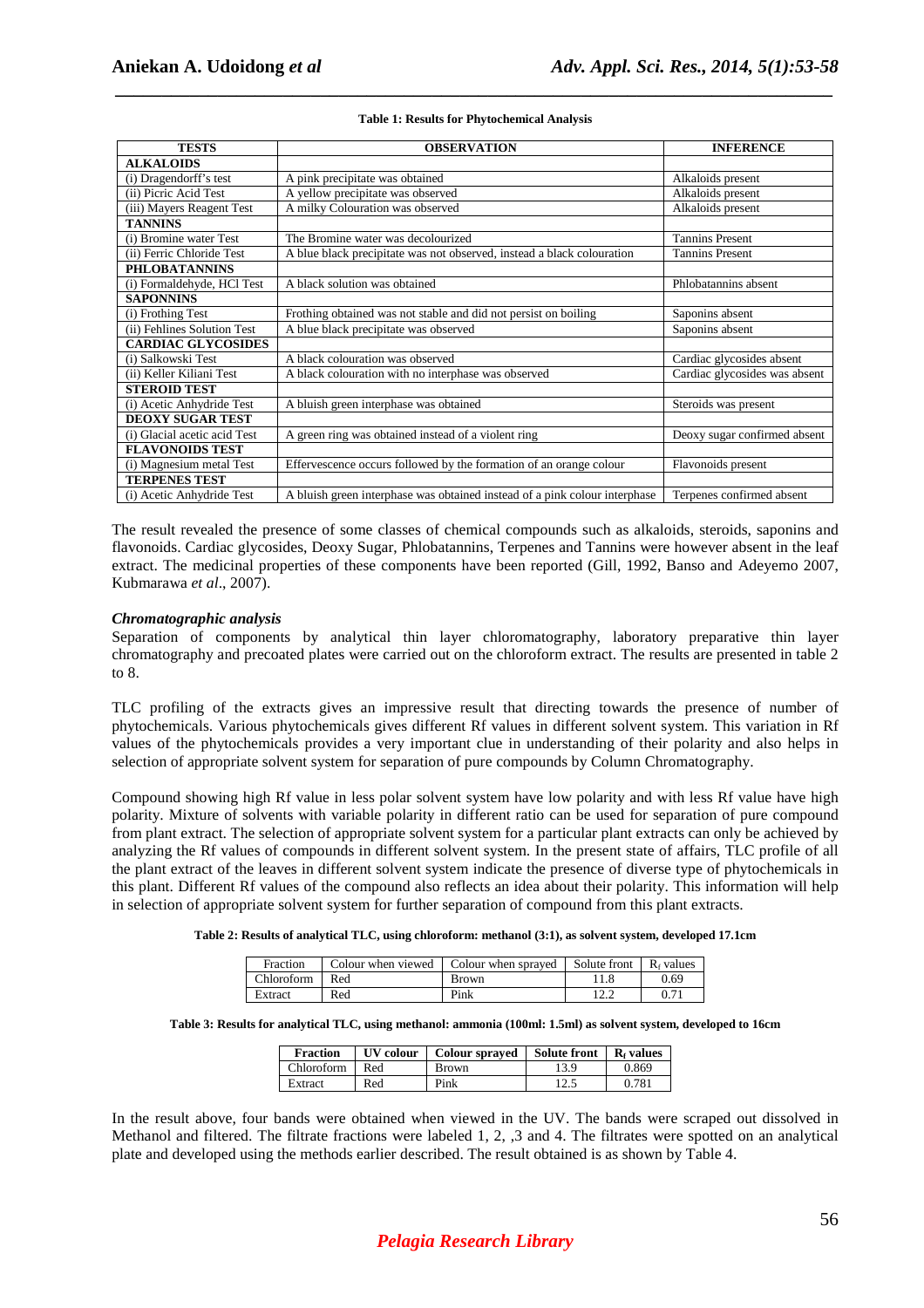**Table 1: Results for Phytochemical Analysis**

| TESTS | OBSERVATION | INFERENCE |
|---|---|---|
| **ALKALOIDS** | | |
| (i) Dragendorff's test | A pink precipitate was obtained | Alkaloids present |
| (ii) Picric Acid Test | A yellow precipitate was observed | Alkaloids present |
| (iii) Mayers Reagent Test | A milky Colouration was observed | Alkaloids present |
| **TANNINS** | | |
| (i) Bromine water Test | The Bromine water was decolourized | Tannins Present |
| (ii) Ferric Chloride Test | A blue black precipitate was not observed, instead a black colouration | Tannins Present |
| **PHLOBATANNINS** | | |
| (i) Formaldehyde, HCl Test | A black solution was obtained | Phlobatannins absent |
| **SAPONNINS** | | |
| (i) Frothing Test | Frothing obtained was not stable and did not persist on boiling | Saponins absent |
| (ii) Fehlines Solution Test | A blue black precipitate was observed | Saponins absent |
| **CARDIAC GLYCOSIDES** | | |
| (i) Salkowski Test | A black colouration was observed | Cardiac glycosides absent |
| (ii) Keller Kiliani Test | A black colouration with no interphase was observed | Cardiac glycosides was absent |
| **STEROID TEST** | | |
| (i) Acetic Anhydride Test | A bluish green interphase was obtained | Steroids was present |
| **DEOXY SUGAR TEST** | | |
| (i) Glacial acetic acid Test | A green ring was obtained instead of a violent ring | Deoxy sugar confirmed absent |
| **FLAVONOIDS TEST** | | |
| (i) Magnesium metal Test | Effervescence occurs followed by the formation of an orange colour | Flavonoids present |
| **TERPENES TEST** | | |
| (i) Acetic Anhydride Test | A bluish green interphase was obtained instead of a pink colour interphase | Terpenes confirmed absent |

The result revealed the presence of some classes of chemical compounds such as alkaloids, steroids, saponins and flavonoids. Cardiac glycosides, Deoxy Sugar, Phlobatannins, Terpenes and Tannins were however absent in the leaf extract. The medicinal properties of these components have been reported (Gill, 1992, Banso and Adeyemo 2007, Kubmarawa *et al*., 2007).

### *Chromatographic analysis*

Separation of components by analytical thin layer chloromatography, laboratory preparative thin layer chromatography and precoated plates were carried out on the chloroform extract. The results are presented in table 2 to 8.

TLC profiling of the extracts gives an impressive result that directing towards the presence of number of phytochemicals. Various phytochemicals gives different Rf values in different solvent system. This variation in Rf values of the phytochemicals provides a very important clue in understanding of their polarity and also helps in selection of appropriate solvent system for separation of pure compounds by Column Chromatography.

Compound showing high Rf value in less polar solvent system have low polarity and with less Rf value have high polarity. Mixture of solvents with variable polarity in different ratio can be used for separation of pure compound from plant extract. The selection of appropriate solvent system for a particular plant extracts can only be achieved by analyzing the Rf values of compounds in different solvent system. In the present state of affairs, TLC profile of all the plant extract of the leaves in different solvent system indicate the presence of diverse type of phytochemicals in this plant. Different Rf values of the compound also reflects an idea about their polarity. This information will help in selection of appropriate solvent system for further separation of compound from this plant extracts.

**Table 2: Results of analytical TLC, using chloroform: methanol (3:1), as solvent system, developed 17.1cm**

| Fraction | Colour when viewed | Colour when sprayed | Solute front | $R_f$ values |
|---|---|---|---|---|
| Chloroform | Red | Brown | 11.8 | 0.69 |
| Extract | Red | Pink | 12.2 | 0.71 |

**Table 3: Results for analytical TLC, using methanol: ammonia (100ml: 1.5ml) as solvent system, developed to 16cm**

| Fraction | UV colour | Colour sprayed | Solute front | $R_f$ values |
|---|---|---|---|---|
| Chloroform | Red | Brown | 13.9 | 0.869 |
| Extract | Red | Pink | 12.5 | 0.781 |

In the result above, four bands were obtained when viewed in the UV. The bands were scraped out dissolved in Methanol and filtered. The filtrate fractions were labeled 1, 2, ,3 and 4. The filtrates were spotted on an analytical plate and developed using the methods earlier described. The result obtained is as shown by Table 4.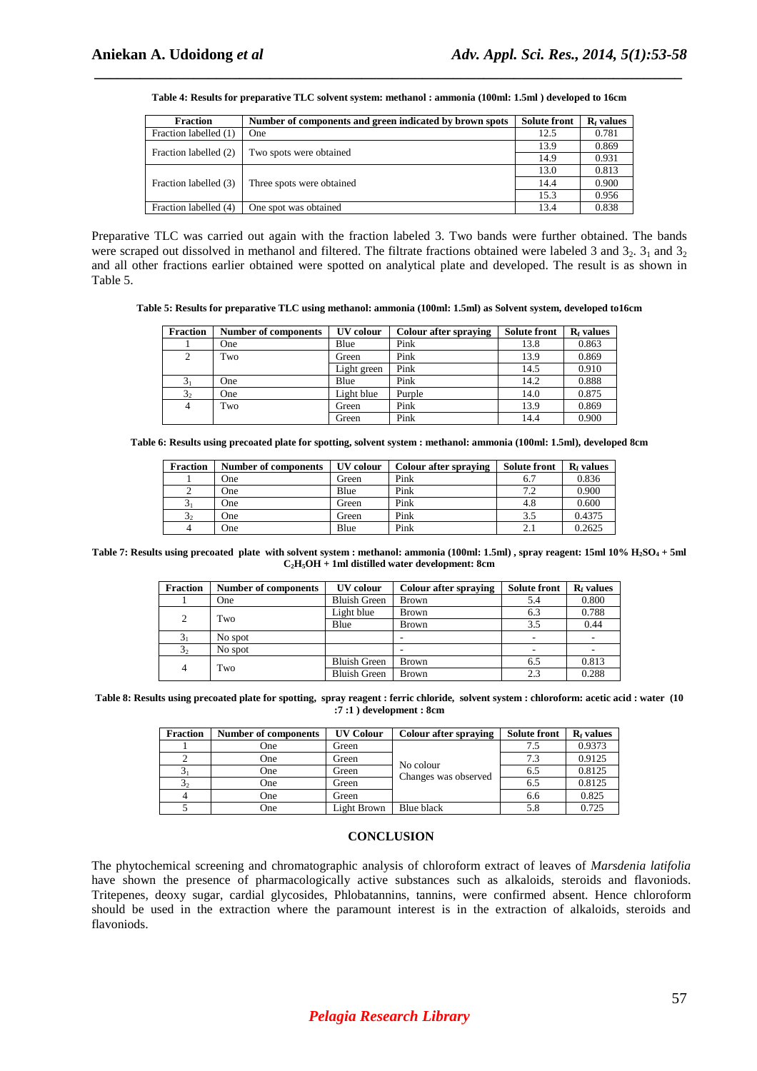**Table 4: Results for preparative TLC solvent system: methanol : ammonia (100ml: 1.5ml ) developed to 16cm**

| Fraction | Number of components and green indicated by brown spots | Solute front | $R_f$ values |
|---|---|---|---|
| Fraction labelled (1) | One | 12.5 | 0.781 |
| Fraction labelled (2) | Two spots were obtained | 13.9 | 0.869 |
| | | 14.9 | 0.931 |
| Fraction labelled (3) | Three spots were obtained | 13.0 | 0.813 |
| | | 14.4 | 0.900 |
| | | 15.3 | 0.956 |
| Fraction labelled (4) | One spot was obtained | 13.4 | 0.838 |

Preparative TLC was carried out again with the fraction labeled 3. Two bands were further obtained. The bands were scraped out dissolved in methanol and filtered. The filtrate fractions obtained were labeled 3 and $3_2$. $3_1$ and $3_2$ and all other fractions earlier obtained were spotted on analytical plate and developed. The result is as shown in Table 5.

**Table 5: Results for preparative TLC using methanol: ammonia (100ml: 1.5ml) as Solvent system, developed to16cm**

| Fraction | Number of components | UV colour | Colour after spraying | Solute front | $R_f$ values |
|---|---|---|---|---|---|
| 1 | One | Blue | Pink | 13.8 | 0.863 |
| 2 | Two | Green | Pink | 13.9 | 0.869 |
| | | Light green | Pink | 14.5 | 0.910 |
| $3_1$ | One | Blue | Pink | 14.2 | 0.888 |
| $3_2$ | One | Light blue | Purple | 14.0 | 0.875 |
| 4 | Two | Green | Pink | 13.9 | 0.869 |
| | | Green | Pink | 14.4 | 0.900 |

**Table 6: Results using precoated plate for spotting, solvent system : methanol: ammonia (100ml: 1.5ml), developed 8cm**

| Fraction | Number of components | UV colour | Colour after spraying | Solute front | $R_f$ values |
|---|---|---|---|---|---|
| 1 | One | Green | Pink | 6.7 | 0.836 |
| 2 | One | Blue | Pink | 7.2 | 0.900 |
| $3_1$ | One | Green | Pink | 4.8 | 0.600 |
| $3_2$ | One | Green | Pink | 3.5 | 0.4375 |
| 4 | One | Blue | Pink | 2.1 | 0.2625 |

**Table 7: Results using precoated plate with solvent system : methanol: ammonia (100ml: 1.5ml) , spray reagent: 15ml 10% $H_2SO_4$ + 5ml $C_2H_5OH$ + 1ml distilled water development: 8cm**

| Fraction | Number of components | UV colour | Colour after spraying | Solute front | $R_f$ values |
|---|---|---|---|---|---|
| 1 | One | Bluish Green | Brown | 5.4 | 0.800 |
| 2 | Two | Light blue | Brown | 6.3 | 0.788 |
| | | Blue | Brown | 3.5 | 0.44 |
| $3_1$ | No spot | | - | - | - |
| $3_2$ | No spot | | - | - | - |
| 4 | Two | Bluish Green | Brown | 6.5 | 0.813 |
| | | Bluish Green | Brown | 2.3 | 0.288 |

**Table 8: Results using precoated plate for spotting, spray reagent : ferric chloride, solvent system : chloroform: acetic acid : water (10 :7 :1 ) development : 8cm**

| Fraction | Number of components | UV Colour | Colour after spraying | Solute front | $R_f$ values |
|---|---|---|---|---|---|
| 1 | One | Green | No colour Changes was observed | 7.5 | 0.9373 |
| 2 | One | Green | | 7.3 | 0.9125 |
| $3_1$ | One | Green | | 6.5 | 0.8125 |
| $3_2$ | One | Green | | 6.5 | 0.8125 |
| 4 | One | Green | | 6.6 | 0.825 |
| 5 | One | Light Brown | Blue black | 5.8 | 0.725 |

## CONCLUSION

The phytochemical screening and chromatographic analysis of chloroform extract of leaves of *Marsdenia latifolia* have shown the presence of pharmacologically active substances such as alkaloids, steroids and flavoniods. Tritepenes, deoxy sugar, cardial glycosides, Phlobatannins, tannins, were confirmed absent. Hence chloroform should be used in the extraction where the paramount interest is in the extraction of alkaloids, steroids and flavoniods.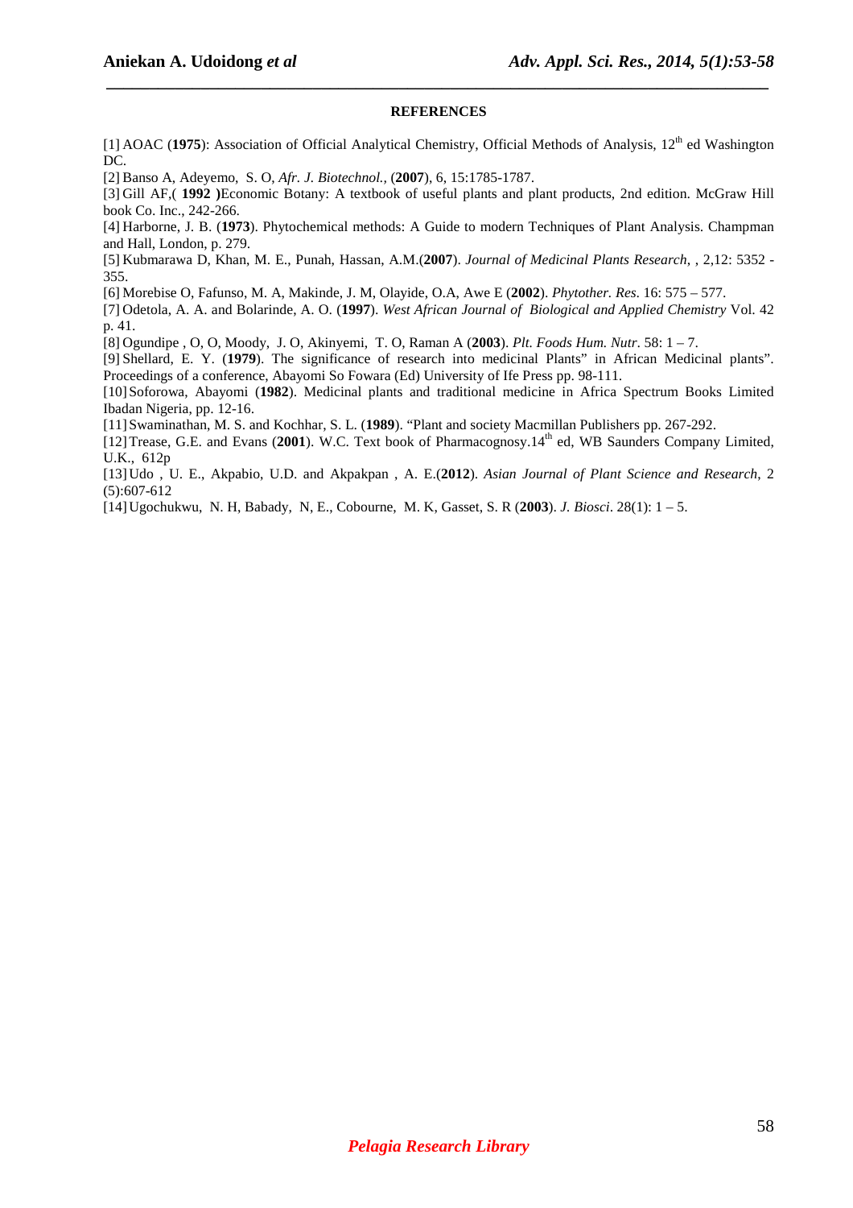## REFERENCES

[1] AOAC (**1975**): Association of Official Analytical Chemistry, Official Methods of Analysis, 12th ed Washington DC.

[2] Banso A, Adeyemo, S. O, *Afr. J. Biotechnol.*, (**2007**), 6, 15:1785-1787.

[3] Gill AF,( **1992 )**Economic Botany: A textbook of useful plants and plant products, 2nd edition. McGraw Hill book Co. Inc., 242-266.

[4] Harborne, J. B. (**1973**). Phytochemical methods: A Guide to modern Techniques of Plant Analysis. Champman and Hall, London, p. 279.

[5] Kubmarawa D, Khan, M. E., Punah, Hassan, A.M.(**2007**). *Journal of Medicinal Plants Research*, , 2,12: 5352 - 355.

[6] Morebise O, Fafunso, M. A, Makinde, J. M, Olayide, O.A, Awe E (**2002**). *Phytother. Res*. 16: 575 – 577.

[7] Odetola, A. A. and Bolarinde, A. O. (**1997**). *West African Journal of Biological and Applied Chemistry* Vol. 42 p. 41.

[8] Ogundipe , O, O, Moody, J. O, Akinyemi, T. O, Raman A (**2003**). *Plt. Foods Hum. Nutr*. 58: 1 – 7.

[9] Shellard, E. Y. (**1979**). The significance of research into medicinal Plants" in African Medicinal plants". Proceedings of a conference, Abayomi So Fowara (Ed) University of Ife Press pp. 98-111.

[10] Soforowa, Abayomi (**1982**). Medicinal plants and traditional medicine in Africa Spectrum Books Limited Ibadan Nigeria, pp. 12-16.

[11] Swaminathan, M. S. and Kochhar, S. L. (**1989**). "Plant and society Macmillan Publishers pp. 267-292.

[12] Trease, G.E. and Evans (**2001**). W.C. Text book of Pharmacognosy.14th ed, WB Saunders Company Limited, U.K., 612p

[13] Udo , U. E., Akpabio, U.D. and Akpakpan , A. E.(**2012**). *Asian Journal of Plant Science and Research*, 2 (5):607-612

[14] Ugochukwu, N. H, Babady, N, E., Cobourne, M. K, Gasset, S. R (**2003**). *J. Biosci*. 28(1): 1 – 5.